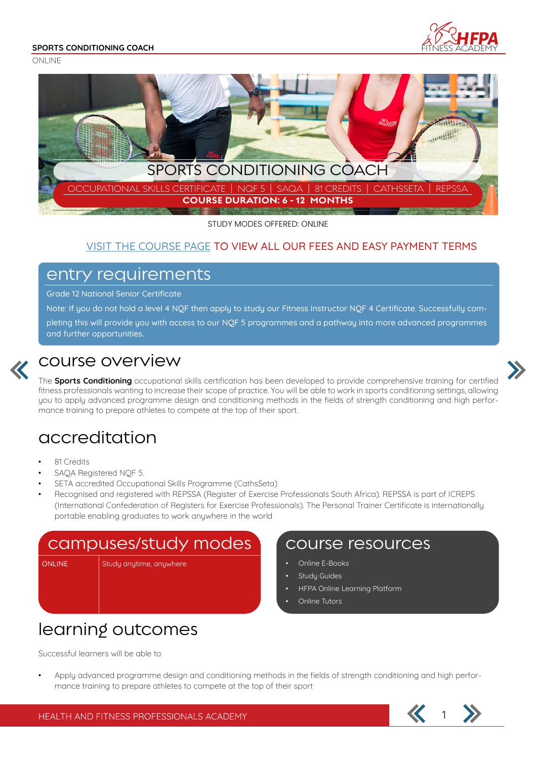SPORTS CONDITIONING COACH

ONLINE

# SPORTS CONDITIONING COACH

OCCUPATIONAL SKILLS CERTIFICATE | NQF 5 | SAQA | 81 CREDITS | CATHSSETA | REPSSA

**COURSE DURATION: 6 - 12 MONTHS**

STUDY MODES OFFERED: ONLINE

VISIT THE COURSE PAGE TO VIEW ALL OUR FEES AND EASY PAYMENT TERMS

## entry requirements

Grade 12 National Senior Certificate

Note: If you do not hold a level 4 NQF then apply to study our Fitness Instructor NQF 4 Certificate. Successfully completing this will provide you with access to our NQF 5 programmes and a pathway into more advanced programmes and further opportunities.

## course overview

The **Sports Conditioning** occupational skills certification has been developed to provide comprehensive training for certified fitness professionals wanting to increase their scope of practice. You will be able to work in sports conditioning settings, allowing you to apply advanced programme design and conditioning methods in the fields of strength conditioning and high performance training to prepare athletes to compete at the top of their sport.

## accreditation

- 81 Credits
- SAQA Registered NQF 5.
- SETA accredited Occupational Skills Programme (CathsSeta)
- Recognised and registered with REPSSA (Register of Exercise Professionals South Africa). REPSSA is part of ICREPS (International Confederation of Registers for Exercise Professionals). The Personal Trainer Certificate is internationally portable enabling graduates to work anywhere in the world

## campuses/study modes

| ONLINE | Study anytime, anywhere |
|---|---|

## course resources

- Online E-Books
- Study Guides
- HFPA Online Learning Platform
- Online Tutors

## learning outcomes

Successful learners will be able to:

- Apply advanced programme design and conditioning methods in the fields of strength conditioning and high performance training to prepare athletes to compete at the top of their sport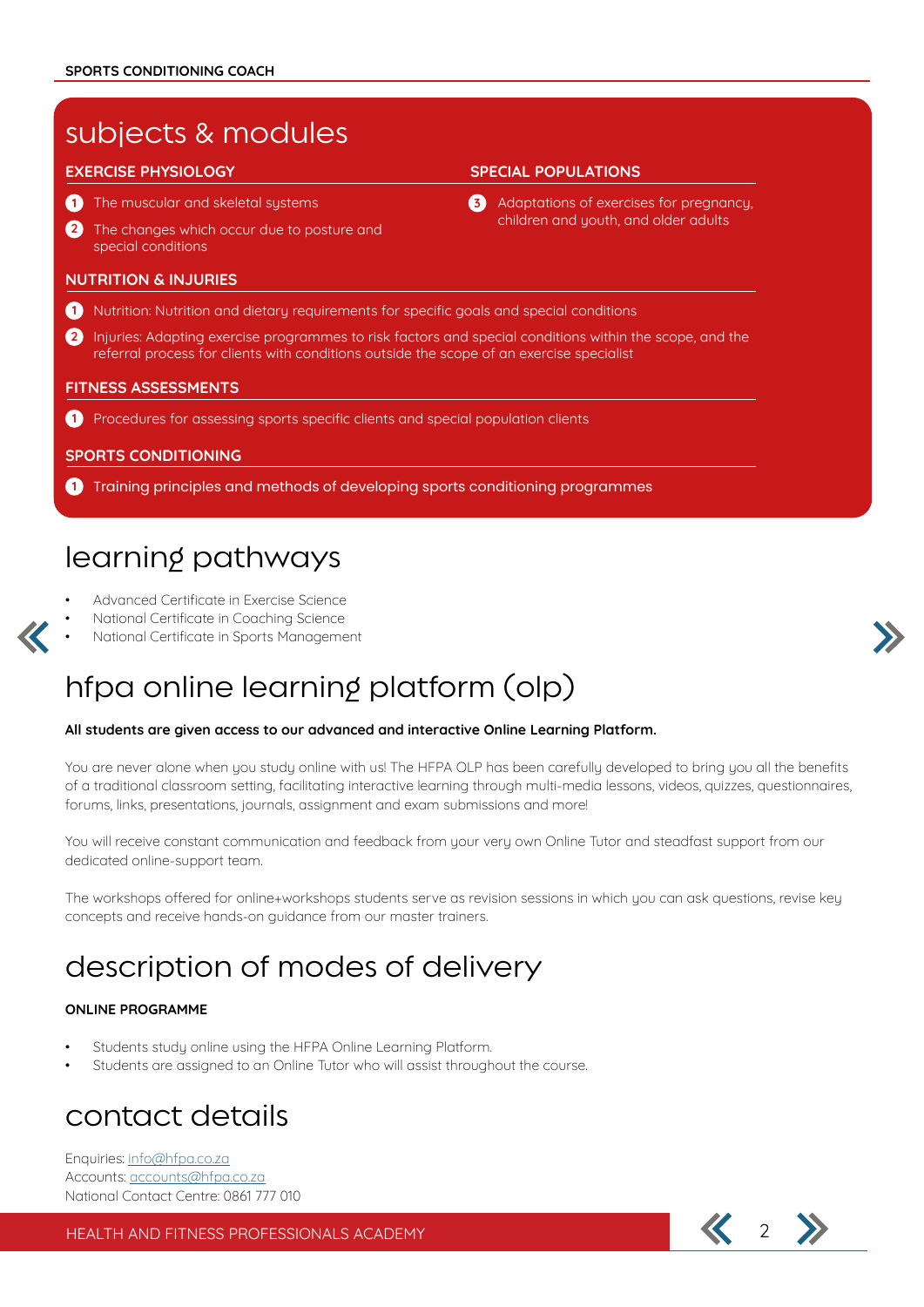## subjects & modules

### EXERCISE PHYSIOLOGY

1. The muscular and skeletal systems
2. The changes which occur due to posture and special conditions

### SPECIAL POPULATIONS

3. Adaptations of exercises for pregnancy, children and youth, and older adults

### NUTRITION & INJURIES

1. Nutrition: Nutrition and dietary requirements for specific goals and special conditions
2. Injuries: Adapting exercise programmes to risk factors and special conditions within the scope, and the referral process for clients with conditions outside the scope of an exercise specialist

### FITNESS ASSESSMENTS

1. Procedures for assessing sports specific clients and special population clients

### SPORTS CONDITIONING

1. Training principles and methods of developing sports conditioning programmes

## learning pathways

- Advanced Certificate in Exercise Science
- National Certificate in Coaching Science
- National Certificate in Sports Management

## hfpa online learning platform (olp)

**All students are given access to our advanced and interactive Online Learning Platform.**

You are never alone when you study online with us! The HFPA OLP has been carefully developed to bring you all the benefits of a traditional classroom setting, facilitating interactive learning through multi-media lessons, videos, quizzes, questionnaires, forums, links, presentations, journals, assignment and exam submissions and more!

You will receive constant communication and feedback from your very own Online Tutor and steadfast support from our dedicated online-support team.

The workshops offered for online+workshops students serve as revision sessions in which you can ask questions, revise key concepts and receive hands-on guidance from our master trainers.

## description of modes of delivery

**ONLINE PROGRAMME**

- Students study online using the HFPA Online Learning Platform.
- Students are assigned to an Online Tutor who will assist throughout the course.

## contact details

Enquiries: info@hfpa.co.za
Accounts: accounts@hfpa.co.za
National Contact Centre: 0861 777 010